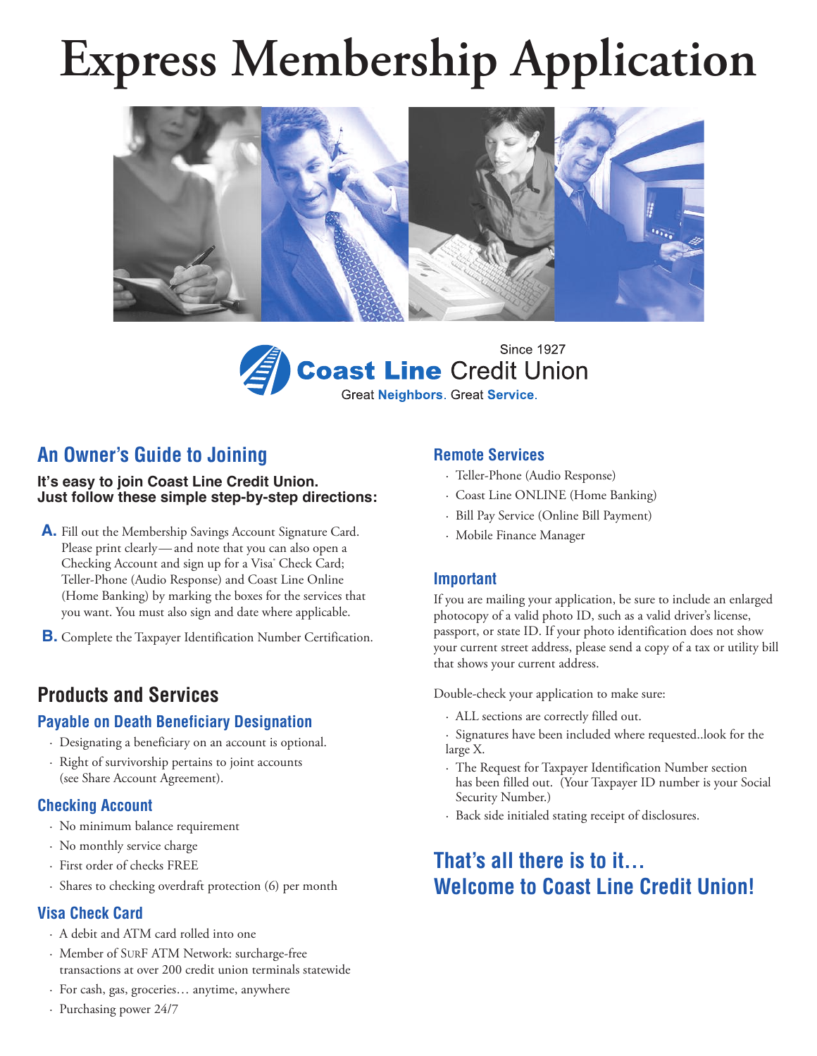# Express Membership Application

Since 1927
**Coast Line** Credit Union
Great **Neighbors**. Great **Service**.

## An Owner's Guide to Joining

**It's easy to join Coast Line Credit Union. Just follow these simple step-by-step directions:**

**A.** Fill out the Membership Savings Account Signature Card. Please print clearly—and note that you can also open a Checking Account and sign up for a Visa® Check Card; Teller-Phone (Audio Response) and Coast Line Online (Home Banking) by marking the boxes for the services that you want. You must also sign and date where applicable.

**B.** Complete the Taxpayer Identification Number Certification.

## Products and Services

### Payable on Death Beneficiary Designation

- Designating a beneficiary on an account is optional.
- Right of survivorship pertains to joint accounts (see Share Account Agreement).

### Checking Account

- No minimum balance requirement
- No monthly service charge
- First order of checks FREE
- Shares to checking overdraft protection (6) per month

### Visa Check Card

- A debit and ATM card rolled into one
- Member of SURF ATM Network: surcharge-free transactions at over 200 credit union terminals statewide
- For cash, gas, groceries… anytime, anywhere
- Purchasing power 24/7

### Remote Services

- Teller-Phone (Audio Response)
- Coast Line ONLINE (Home Banking)
- Bill Pay Service (Online Bill Payment)
- Mobile Finance Manager

### Important

If you are mailing your application, be sure to include an enlarged photocopy of a valid photo ID, such as a valid driver's license, passport, or state ID. If your photo identification does not show your current street address, please send a copy of a tax or utility bill that shows your current address.

Double-check your application to make sure:

- ALL sections are correctly filled out.
- Signatures have been included where requested..look for the large X.
- The Request for Taxpayer Identification Number section has been filled out. (Your Taxpayer ID number is your Social Security Number.)
- Back side initialed stating receipt of disclosures.

## That's all there is to it… Welcome to Coast Line Credit Union!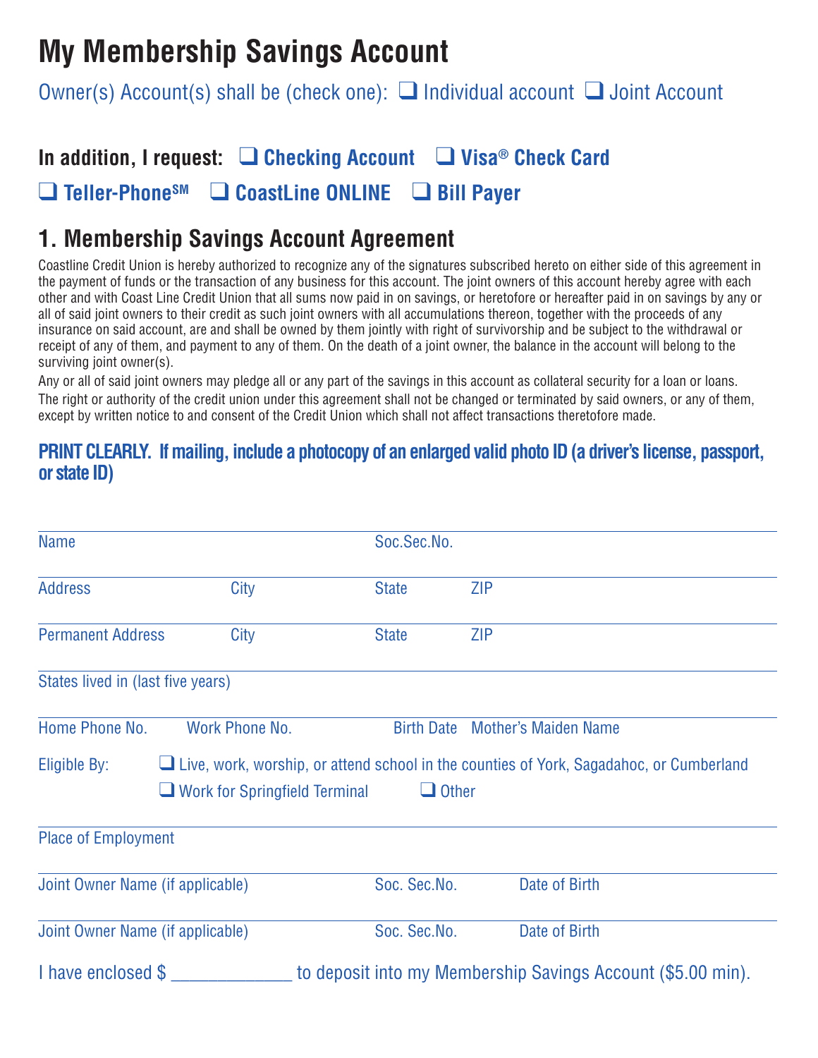# My Membership Savings Account

Owner(s) Account(s) shall be (check one): ❑ Individual account ❑ Joint Account

**In addition, I request:** ❑ **Checking Account** ❑ **Visa® Check Card**

❑ **Teller-Phone℠** ❑ **CoastLine ONLINE** ❑ **Bill Payer**

## 1. Membership Savings Account Agreement

Coastline Credit Union is hereby authorized to recognize any of the signatures subscribed hereto on either side of this agreement in the payment of funds or the transaction of any business for this account. The joint owners of this account hereby agree with each other and with Coast Line Credit Union that all sums now paid in on savings, or heretofore or hereafter paid in on savings by any or all of said joint owners to their credit as such joint owners with all accumulations thereon, together with the proceeds of any insurance on said account, are and shall be owned by them jointly with right of survivorship and be subject to the withdrawal or receipt of any of them, and payment to any of them. On the death of a joint owner, the balance in the account will belong to the surviving joint owner(s).

Any or all of said joint owners may pledge all or any part of the savings in this account as collateral security for a loan or loans.

The right or authority of the credit union under this agreement shall not be changed or terminated by said owners, or any of them, except by written notice to and consent of the Credit Union which shall not affect transactions theretofore made.

**PRINT CLEARLY. If mailing, include a photocopy of an enlarged valid photo ID (a driver's license, passport, or state ID)**

Name _______________ Soc.Sec.No. _______________

Address _______________ City _______________ State _______________ ZIP _______________

Permanent Address _______________ City _______________ State _______________ ZIP _______________

States lived in (last five years) _______________

Home Phone No. _______________ Work Phone No. _______________ Birth Date _______________ Mother's Maiden Name _______________

Eligible By: ❑ Live, work, worship, or attend school in the counties of York, Sagadahoc, or Cumberland

❑ Work for Springfield Terminal ❑ Other

Place of Employment _______________

Joint Owner Name (if applicable) _______________ Soc. Sec.No. _______________ Date of Birth _______________

Joint Owner Name (if applicable) _______________ Soc. Sec.No. _______________ Date of Birth _______________

I have enclosed $ ____________ to deposit into my Membership Savings Account ($5.00 min).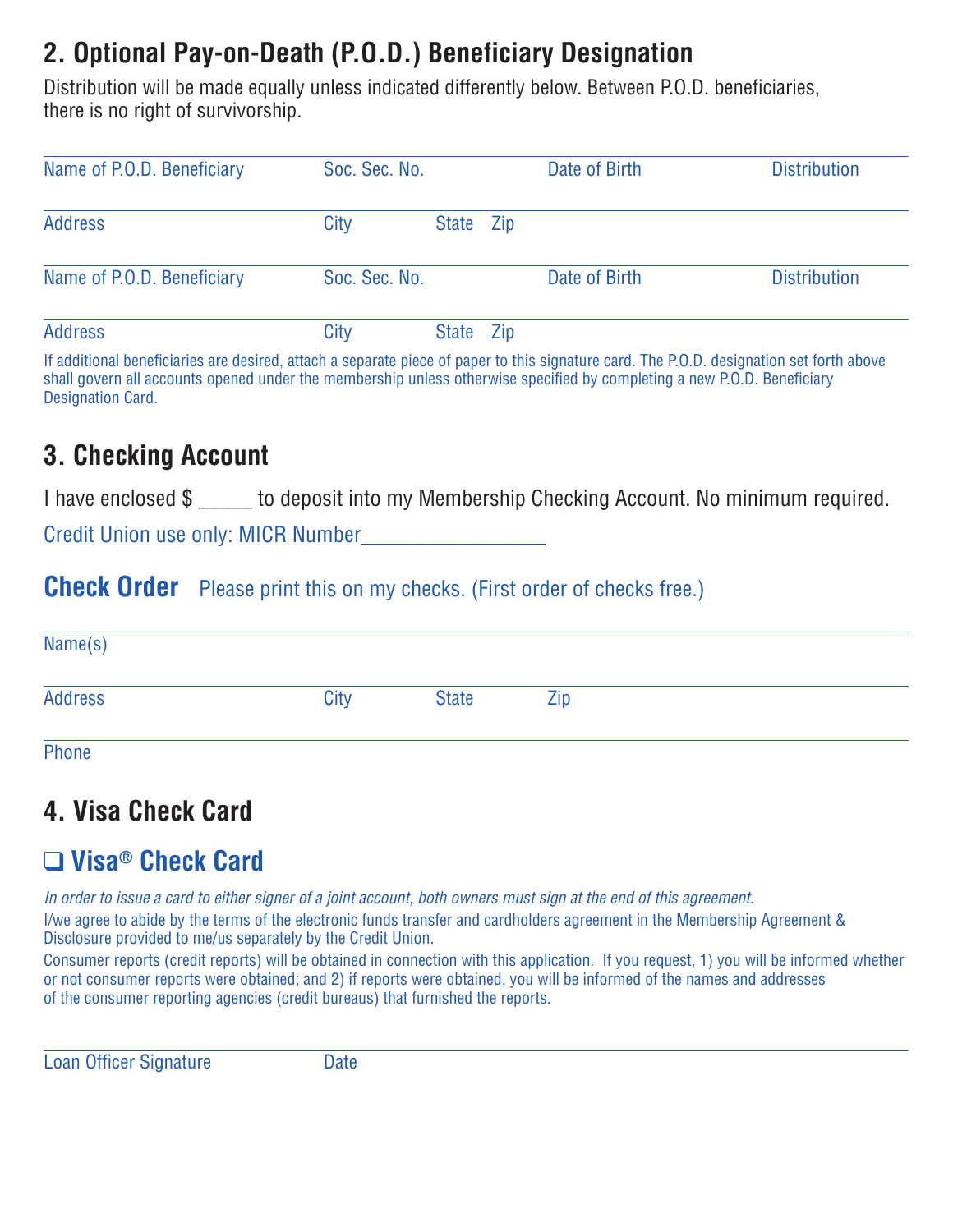## 2. Optional Pay-on-Death (P.O.D.) Beneficiary Designation

Distribution will be made equally unless indicated differently below. Between P.O.D. beneficiaries, there is no right of survivorship.

| Name of P.O.D. Beneficiary | Soc. Sec. No. | Date of Birth | Distribution |
|---|---|---|---|
| Address | City State Zip | | |
| Name of P.O.D. Beneficiary | Soc. Sec. No. | Date of Birth | Distribution |
| Address | City State Zip | | |

If additional beneficiaries are desired, attach a separate piece of paper to this signature card. The P.O.D. designation set forth above shall govern all accounts opened under the membership unless otherwise specified by completing a new P.O.D. Beneficiary Designation Card.

## 3. Checking Account

I have enclosed $ _____ to deposit into my Membership Checking Account. No minimum required.

Credit Union use only: MICR Number________________

### Check Order

Please print this on my checks. (First order of checks free.)

Name(s)

Address City State Zip

Phone

## 4. Visa Check Card

### ❑ Visa® Check Card

*In order to issue a card to either signer of a joint account, both owners must sign at the end of this agreement.*

I/we agree to abide by the terms of the electronic funds transfer and cardholders agreement in the Membership Agreement & Disclosure provided to me/us separately by the Credit Union.

Consumer reports (credit reports) will be obtained in connection with this application. If you request, 1) you will be informed whether or not consumer reports were obtained; and 2) if reports were obtained, you will be informed of the names and addresses of the consumer reporting agencies (credit bureaus) that furnished the reports.

Loan Officer Signature Date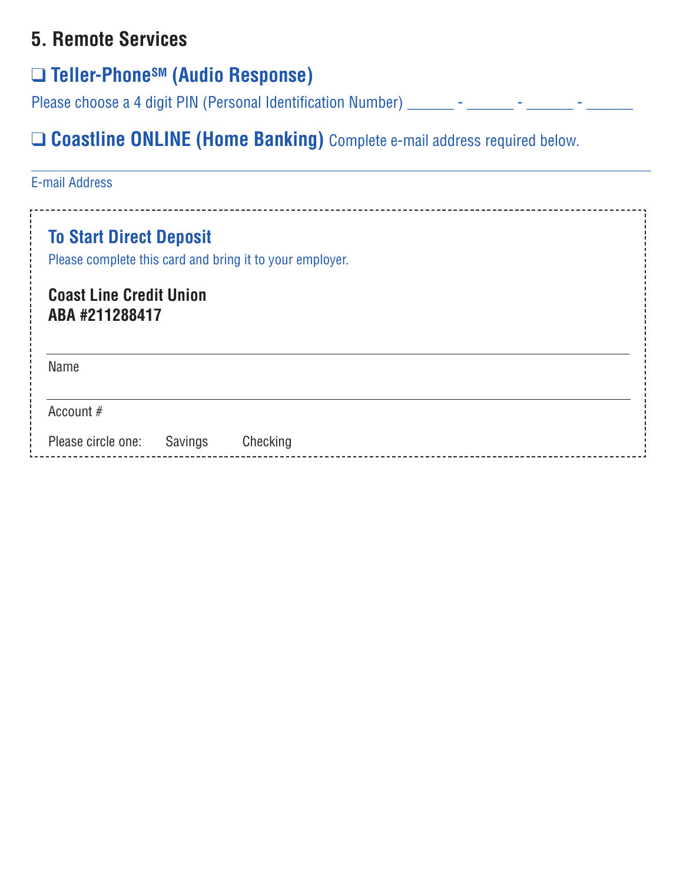## 5. Remote Services

### ❑ Teller-Phone℠ (Audio Response)

Please choose a 4 digit PIN (Personal Identification Number) ______ - ______ - ______ - ______

### ❑ Coastline ONLINE (Home Banking) 

Complete e-mail address required below.

______________________________________________________________________

E-mail Address

---

### To Start Direct Deposit

Please complete this card and bring it to your employer.

**Coast Line Credit Union**
**ABA #211288417**

______________________________________________________________________

Name

______________________________________________________________________

Account #

Please circle one: Savings Checking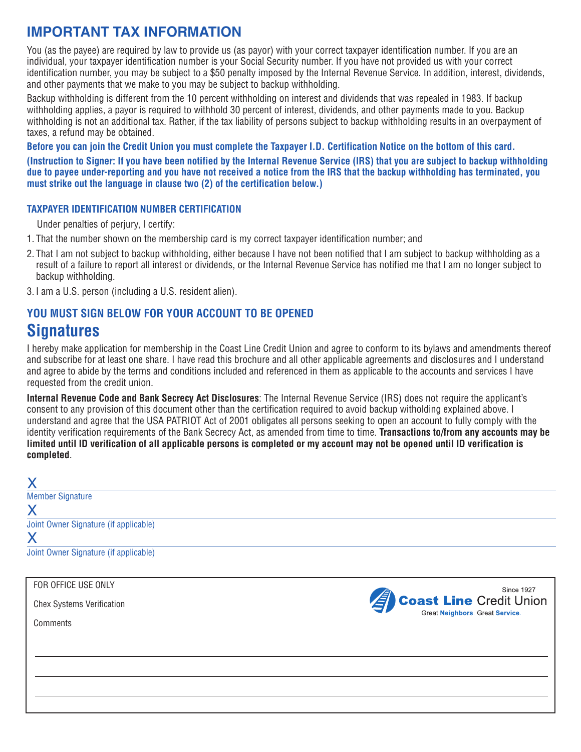# IMPORTANT TAX INFORMATION

You (as the payee) are required by law to provide us (as payor) with your correct taxpayer identification number. If you are an individual, your taxpayer identification number is your Social Security number. If you have not provided us with your correct identification number, you may be subject to a $50 penalty imposed by the Internal Revenue Service. In addition, interest, dividends, and other payments that we make to you may be subject to backup withholding.

Backup withholding is different from the 10 percent withholding on interest and dividends that was repealed in 1983. If backup withholding applies, a payor is required to withhold 30 percent of interest, dividends, and other payments made to you. Backup withholding is not an additional tax. Rather, if the tax liability of persons subject to backup withholding results in an overpayment of taxes, a refund may be obtained.

**Before you can join the Credit Union you must complete the Taxpayer I.D. Certification Notice on the bottom of this card.**

**(Instruction to Signer: If you have been notified by the Internal Revenue Service (IRS) that you are subject to backup withholding due to payee under-reporting and you have not received a notice from the IRS that the backup withholding has terminated, you must strike out the language in clause two (2) of the certification below.)**

### TAXPAYER IDENTIFICATION NUMBER CERTIFICATION

Under penalties of perjury, I certify:

1. That the number shown on the membership card is my correct taxpayer identification number; and
2. That I am not subject to backup withholding, either because I have not been notified that I am subject to backup withholding as a result of a failure to report all interest or dividends, or the Internal Revenue Service has notified me that I am no longer subject to backup withholding.
3. I am a U.S. person (including a U.S. resident alien).

### YOU MUST SIGN BELOW FOR YOUR ACCOUNT TO BE OPENED

## Signatures

I hereby make application for membership in the Coast Line Credit Union and agree to conform to its bylaws and amendments thereof and subscribe for at least one share. I have read this brochure and all other applicable agreements and disclosures and I understand and agree to abide by the terms and conditions included and referenced in them as applicable to the accounts and services I have requested from the credit union.

**Internal Revenue Code and Bank Secrecy Act Disclosures**: The Internal Revenue Service (IRS) does not require the applicant's consent to any provision of this document other than the certification required to avoid backup witholding explained above. I understand and agree that the USA PATRIOT Act of 2001 obligates all persons seeking to open an account to fully comply with the identity verification requirements of the Bank Secrecy Act, as amended from time to time. **Transactions to/from any accounts may be limited until ID verification of all applicable persons is completed or my account may not be opened until ID verification is completed**.

X ______________________________

Member Signature

X ______________________________

Joint Owner Signature (if applicable)

X ______________________________

Joint Owner Signature (if applicable)

FOR OFFICE USE ONLY

Chex Systems Verification

Comments

______________________________

______________________________

______________________________

Since 1927

Coast Line Credit Union

Great Neighbors. Great Service.